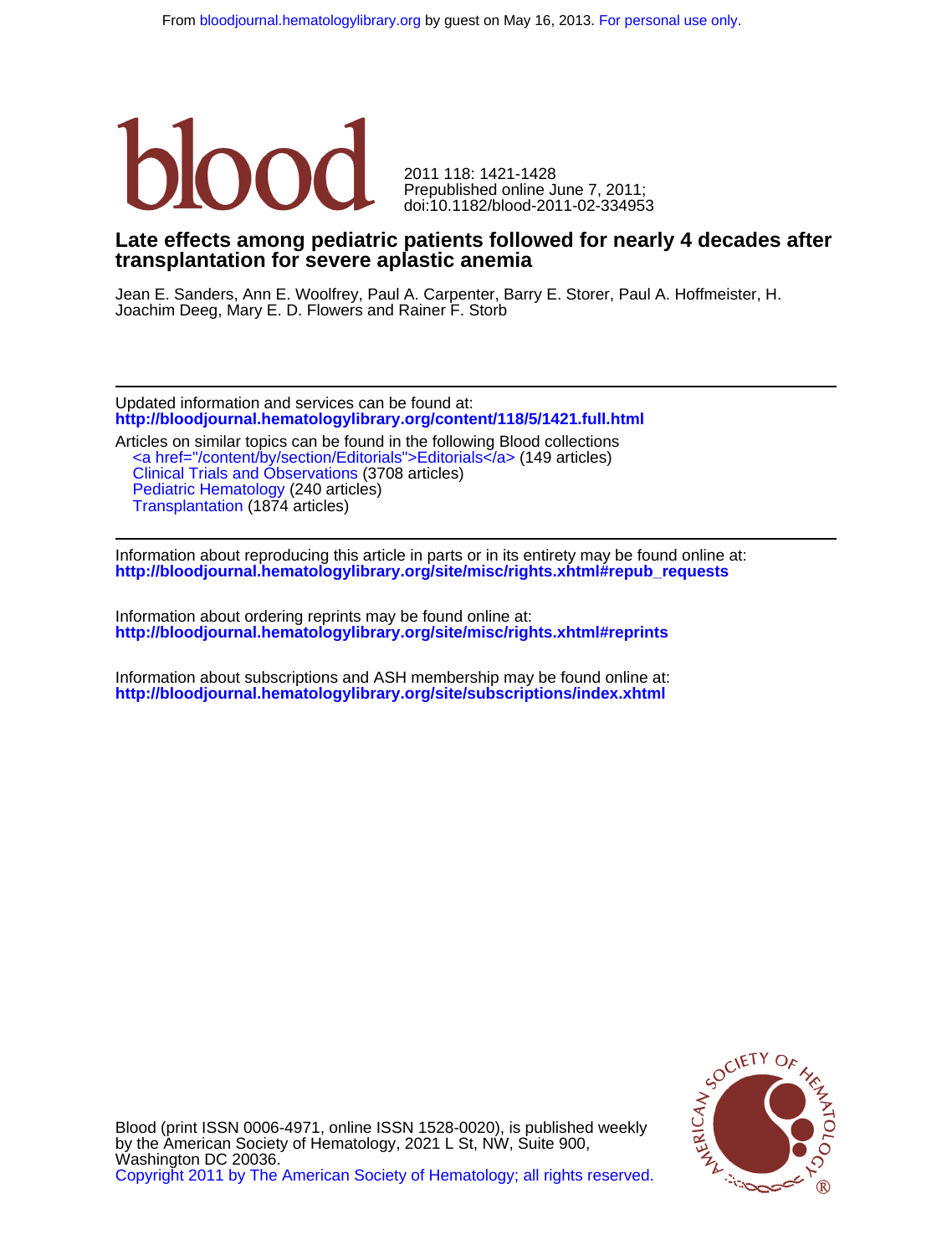From bloodjournal.hematologylibrary.org by guest on May 16, 2013. For personal use only.

**blood**

2011 118: 1421-1428
Prepublished online June 7, 2011;
doi:10.1182/blood-2011-02-334953

# Late effects among pediatric patients followed for nearly 4 decades after transplantation for severe aplastic anemia

Jean E. Sanders, Ann E. Woolfrey, Paul A. Carpenter, Barry E. Storer, Paul A. Hoffmeister, H. Joachim Deeg, Mary E. D. Flowers and Rainer F. Storb

---

Updated information and services can be found at:
**http://bloodjournal.hematologylibrary.org/content/118/5/1421.full.html**

Articles on similar topics can be found in the following Blood collections
- <a href="/content/by/section/Editorials">Editorials</a> (149 articles)
- Clinical Trials and Observations (3708 articles)
- Pediatric Hematology (240 articles)
- Transplantation (1874 articles)

---

Information about reproducing this article in parts or in its entirety may be found online at:
**http://bloodjournal.hematologylibrary.org/site/misc/rights.xhtml#repub_requests**

Information about ordering reprints may be found online at:
**http://bloodjournal.hematologylibrary.org/site/misc/rights.xhtml#reprints**

Information about subscriptions and ASH membership may be found online at:
**http://bloodjournal.hematologylibrary.org/site/subscriptions/index.xhtml**

Blood (print ISSN 0006-4971, online ISSN 1528-0020), is published weekly by the American Society of Hematology, 2021 L St, NW, Suite 900, Washington DC 20036.
Copyright 2011 by The American Society of Hematology; all rights reserved.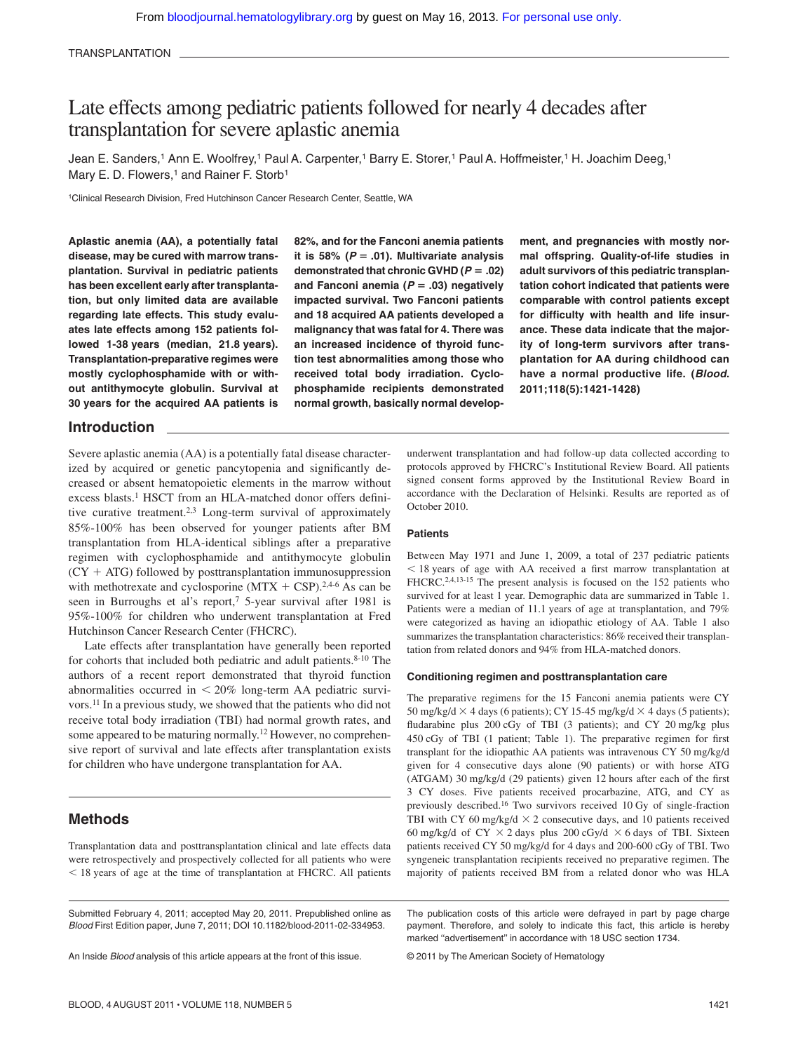TRANSPLANTATION

# Late effects among pediatric patients followed for nearly 4 decades after transplantation for severe aplastic anemia

Jean E. Sanders,[1] Ann E. Woolfrey,[1] Paul A. Carpenter,[1] Barry E. Storer,[1] Paul A. Hoffmeister,[1] H. Joachim Deeg,[1] Mary E. D. Flowers,[1] and Rainer F. Storb[1]

[1]Clinical Research Division, Fred Hutchinson Cancer Research Center, Seattle, WA

**Aplastic anemia (AA), a potentially fatal disease, may be cured with marrow transplantation. Survival in pediatric patients has been excellent early after transplantation, but only limited data are available regarding late effects. This study evaluates late effects among 152 patients followed 1-38 years (median, 21.8 years). Transplantation-preparative regimes were mostly cyclophosphamide with or without antithymocyte globulin. Survival at 30 years for the acquired AA patients is 82%, and for the Fanconi anemia patients it is 58% ($P = .01$). Multivariate analysis demonstrated that chronic GVHD ($P = .02$) and Fanconi anemia ($P = .03$) negatively impacted survival. Two Fanconi patients and 18 acquired AA patients developed a malignancy that was fatal for 4. There was an increased incidence of thyroid function test abnormalities among those who received total body irradiation. Cyclophosphamide recipients demonstrated normal growth, basically normal development, and pregnancies with mostly normal offspring. Quality-of-life studies in adult survivors of this pediatric transplantation cohort indicated that patients were comparable with control patients except for difficulty with health and life insurance. These data indicate that the majority of long-term survivors after transplantation for AA during childhood can have a normal productive life. (*Blood*. 2011;118(5):1421-1428)**

## Introduction

Severe aplastic anemia (AA) is a potentially fatal disease characterized by acquired or genetic pancytopenia and significantly decreased or absent hematopoietic elements in the marrow without excess blasts.[1] HSCT from an HLA-matched donor offers definitive curative treatment.[2,3] Long-term survival of approximately 85%-100% has been observed for younger patients after BM transplantation from HLA-identical siblings after a preparative regimen with cyclophosphamide and antithymocyte globulin (CY + ATG) followed by posttransplantation immunosuppression with methotrexate and cyclosporine (MTX + CSP).[2,4-6] As can be seen in Burroughs et al's report,[7] 5-year survival after 1981 is 95%-100% for children who underwent transplantation at Fred Hutchinson Cancer Research Center (FHCRC).

Late effects after transplantation have generally been reported for cohorts that included both pediatric and adult patients.[8-10] The authors of a recent report demonstrated that thyroid function abnormalities occurred in < 20% long-term AA pediatric survivors.[11] In a previous study, we showed that the patients who did not receive total body irradiation (TBI) had normal growth rates, and some appeared to be maturing normally.[12] However, no comprehensive report of survival and late effects after transplantation exists for children who have undergone transplantation for AA.

## Methods

Transplantation data and posttransplantation clinical and late effects data were retrospectively and prospectively collected for all patients who were < 18 years of age at the time of transplantation at FHCRC. All patients underwent transplantation and had follow-up data collected according to protocols approved by FHCRC's Institutional Review Board. All patients signed consent forms approved by the Institutional Review Board in accordance with the Declaration of Helsinki. Results are reported as of October 2010.

### Patients

Between May 1971 and June 1, 2009, a total of 237 pediatric patients < 18 years of age with AA received a first marrow transplantation at FHCRC.[2,4,13-15] The present analysis is focused on the 152 patients who survived for at least 1 year. Demographic data are summarized in Table 1. Patients were a median of 11.1 years of age at transplantation, and 79% were categorized as having an idiopathic etiology of AA. Table 1 also summarizes the transplantation characteristics: 86% received their transplantation from related donors and 94% from HLA-matched donors.

### Conditioning regimen and posttransplantation care

The preparative regimens for the 15 Fanconi anemia patients were CY 50 mg/kg/d × 4 days (6 patients); CY 15-45 mg/kg/d × 4 days (5 patients); fludarabine plus 200 cGy of TBI (3 patients); and CY 20 mg/kg plus 450 cGy of TBI (1 patient; Table 1). The preparative regimen for first transplant for the idiopathic AA patients was intravenous CY 50 mg/kg/d given for 4 consecutive days alone (90 patients) or with horse ATG (ATGAM) 30 mg/kg/d (29 patients) given 12 hours after each of the first 3 CY doses. Five patients received procarbazine, ATG, and CY as previously described.[16] Two survivors received 10 Gy of single-fraction TBI with CY 60 mg/kg/d × 2 consecutive days, and 10 patients received 60 mg/kg/d of CY × 2 days plus 200 cGy/d × 6 days of TBI. Sixteen patients received CY 50 mg/kg/d for 4 days and 200-600 cGy of TBI. Two syngeneic transplantation recipients received no preparative regimen. The majority of patients received BM from a related donor who was HLA

Submitted February 4, 2011; accepted May 20, 2011. Prepublished online as *Blood* First Edition paper, June 7, 2011; DOI 10.1182/blood-2011-02-334953.

An Inside *Blood* analysis of this article appears at the front of this issue.

The publication costs of this article were defrayed in part by page charge payment. Therefore, and solely to indicate this fact, this article is hereby marked "advertisement" in accordance with 18 USC section 1734.

© 2011 by The American Society of Hematology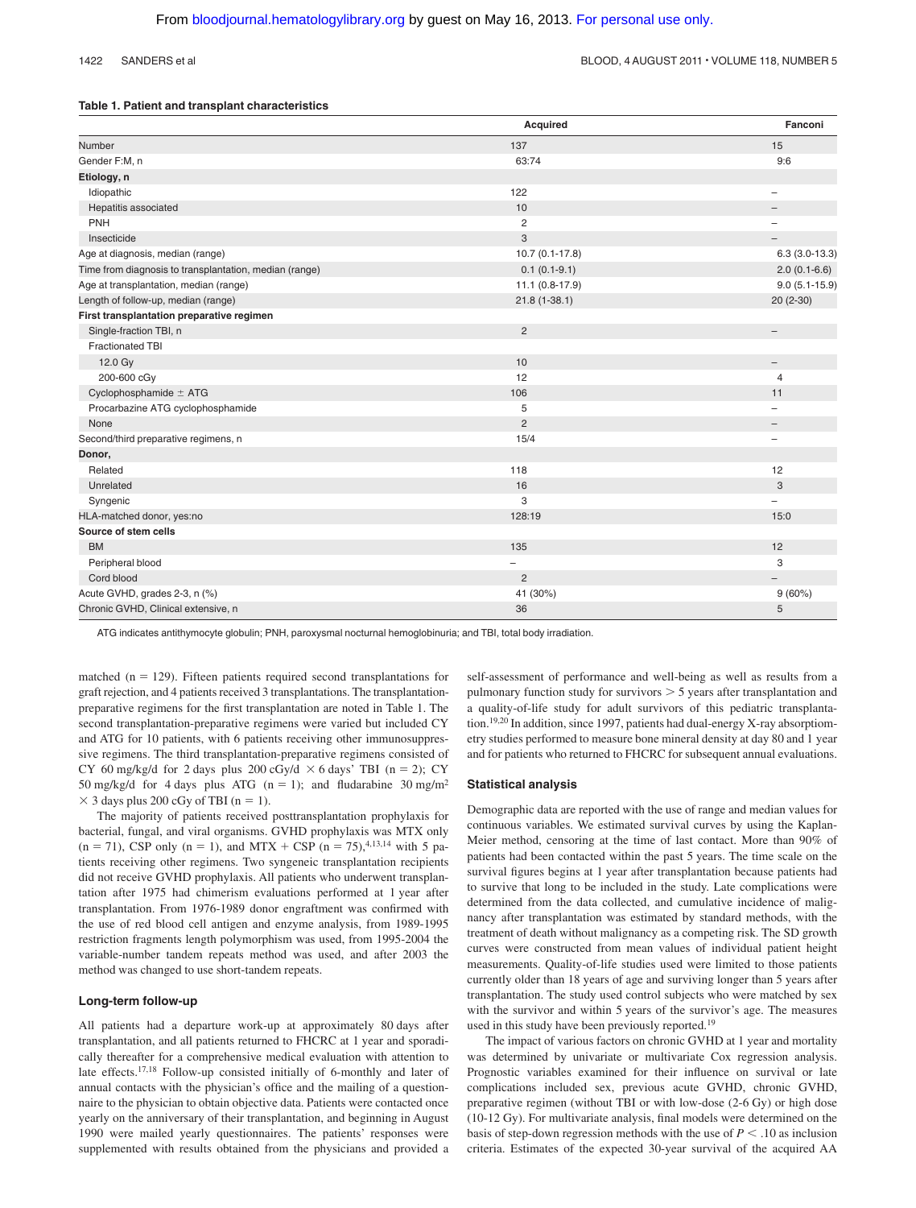**Table 1. Patient and transplant characteristics**

| | Acquired | Fanconi |
|---|---|---|
| Number | 137 | 15 |
| Gender F:M, n | 63:74 | 9:6 |
| **Etiology, n** | | |
| Idiopathic | 122 | – |
| Hepatitis associated | 10 | – |
| PNH | 2 | – |
| Insecticide | 3 | – |
| Age at diagnosis, median (range) | 10.7 (0.1-17.8) | 6.3 (3.0-13.3) |
| Time from diagnosis to transplantation, median (range) | 0.1 (0.1-9.1) | 2.0 (0.1-6.6) |
| Age at transplantation, median (range) | 11.1 (0.8-17.9) | 9.0 (5.1-15.9) |
| Length of follow-up, median (range) | 21.8 (1-38.1) | 20 (2-30) |
| **First transplantation preparative regimen** | | |
| Single-fraction TBI, n | 2 | – |
| Fractionated TBI | | |
| 12.0 Gy | 10 | – |
| 200-600 cGy | 12 | 4 |
| Cyclophosphamide ± ATG | 106 | 11 |
| Procarbazine ATG cyclophosphamide | 5 | – |
| None | 2 | – |
| Second/third preparative regimens, n | 15/4 | – |
| **Donor,** | | |
| Related | 118 | 12 |
| Unrelated | 16 | 3 |
| Syngenic | 3 | – |
| HLA-matched donor, yes:no | 128:19 | 15:0 |
| **Source of stem cells** | | |
| BM | 135 | 12 |
| Peripheral blood | – | 3 |
| Cord blood | 2 | – |
| Acute GVHD, grades 2-3, n (%) | 41 (30%) | 9 (60%) |
| Chronic GVHD, Clinical extensive, n | 36 | 5 |

ATG indicates antithymocyte globulin; PNH, paroxysmal nocturnal hemoglobinuria; and TBI, total body irradiation.

matched (n = 129). Fifteen patients required second transplantations for graft rejection, and 4 patients received 3 transplantations. The transplantation-preparative regimens for the first transplantation are noted in Table 1. The second transplantation-preparative regimens were varied but included CY and ATG for 10 patients, with 6 patients receiving other immunosuppressive regimens. The third transplantation-preparative regimens consisted of CY 60 mg/kg/d for 2 days plus 200 cGy/d × 6 days' TBI (n = 2); CY 50 mg/kg/d for 4 days plus ATG (n = 1); and fludarabine 30 mg/m$^2$ × 3 days plus 200 cGy of TBI (n = 1).

The majority of patients received posttransplantation prophylaxis for bacterial, fungal, and viral organisms. GVHD prophylaxis was MTX only (n = 71), CSP only (n = 1), and MTX + CSP (n = 75),[4,13,14] with 5 patients receiving other regimens. Two syngeneic transplantation recipients did not receive GVHD prophylaxis. All patients who underwent transplantation after 1975 had chimerism evaluations performed at 1 year after transplantation. From 1976-1989 donor engraftment was confirmed with the use of red blood cell antigen and enzyme analysis, from 1989-1995 restriction fragments length polymorphism was used, from 1995-2004 the variable-number tandem repeats method was used, and after 2003 the method was changed to use short-tandem repeats.

### Long-term follow-up

All patients had a departure work-up at approximately 80 days after transplantation, and all patients returned to FHCRC at 1 year and sporadically thereafter for a comprehensive medical evaluation with attention to late effects.[17,18] Follow-up consisted initially of 6-monthly and later of annual contacts with the physician's office and the mailing of a questionnaire to the physician to obtain objective data. Patients were contacted once yearly on the anniversary of their transplantation, and beginning in August 1990 were mailed yearly questionnaires. The patients' responses were supplemented with results obtained from the physicians and provided a self-assessment of performance and well-being as well as results from a pulmonary function study for survivors > 5 years after transplantation and a quality-of-life study for adult survivors of this pediatric transplantation.[19,20] In addition, since 1997, patients had dual-energy X-ray absorptiometry studies performed to measure bone mineral density at day 80 and 1 year and for patients who returned to FHCRC for subsequent annual evaluations.

### Statistical analysis

Demographic data are reported with the use of range and median values for continuous variables. We estimated survival curves by using the Kaplan-Meier method, censoring at the time of last contact. More than 90% of patients had been contacted within the past 5 years. The time scale on the survival figures begins at 1 year after transplantation because patients had to survive that long to be included in the study. Late complications were determined from the data collected, and cumulative incidence of malignancy after transplantation was estimated by standard methods, with the treatment of death without malignancy as a competing risk. The SD growth curves were constructed from mean values of individual patient height measurements. Quality-of-life studies used were limited to those patients currently older than 18 years of age and surviving longer than 5 years after transplantation. The study used control subjects who were matched by sex with the survivor and within 5 years of the survivor's age. The measures used in this study have been previously reported.[19]

The impact of various factors on chronic GVHD at 1 year and mortality was determined by univariate or multivariate Cox regression analysis. Prognostic variables examined for their influence on survival or late complications included sex, previous acute GVHD, chronic GVHD, preparative regimen (without TBI or with low-dose (2-6 Gy) or high dose (10-12 Gy). For multivariate analysis, final models were determined on the basis of step-down regression methods with the use of $P < .10$ as inclusion criteria. Estimates of the expected 30-year survival of the acquired AA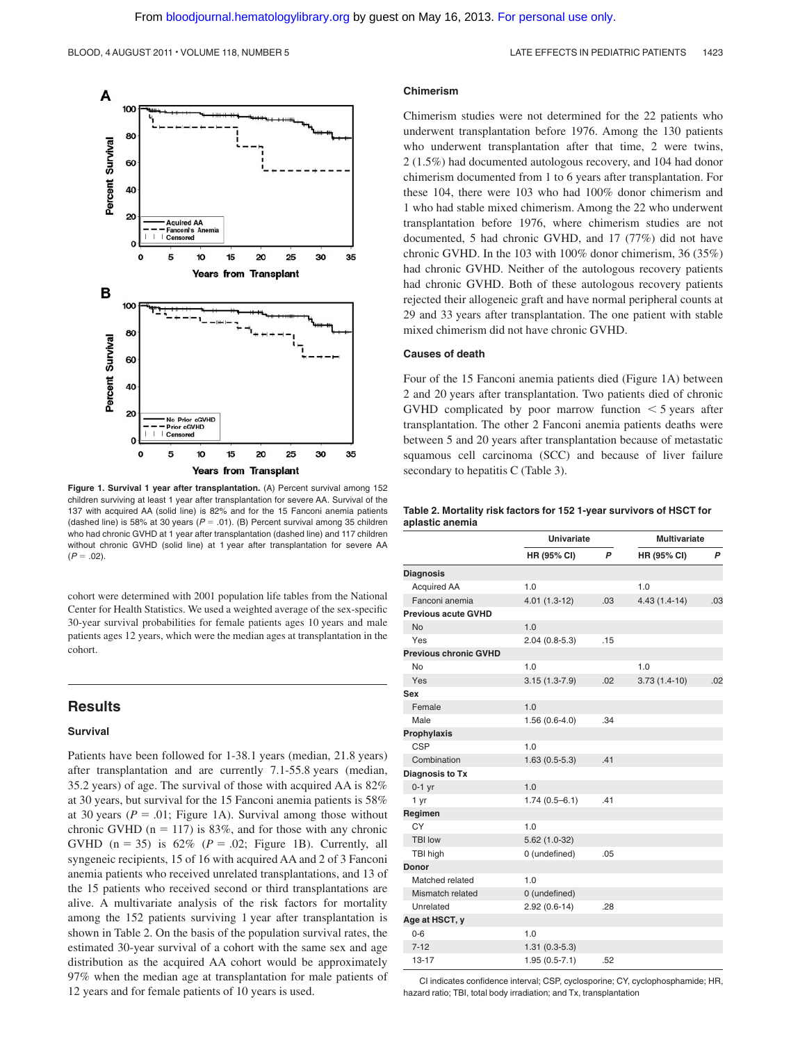**Figure 1. Survival 1 year after transplantation.** (A) Percent survival among 152 children surviving at least 1 year after transplantation for severe AA. Survival of the 137 with acquired AA (solid line) is 82% and for the 15 Fanconi anemia patients (dashed line) is 58% at 30 years ($P = .01$). (B) Percent survival among 35 children who had chronic GVHD at 1 year after transplantation (dashed line) and 117 children without chronic GVHD (solid line) at 1 year after transplantation for severe AA ($P = .02$).

cohort were determined with 2001 population life tables from the National Center for Health Statistics. We used a weighted average of the sex-specific 30-year survival probabilities for female patients ages 10 years and male patients ages 12 years, which were the median ages at transplantation in the cohort.

## Results

### Survival

Patients have been followed for 1-38.1 years (median, 21.8 years) after transplantation and are currently 7.1-55.8 years (median, 35.2 years) of age. The survival of those with acquired AA is 82% at 30 years, but survival for the 15 Fanconi anemia patients is 58% at 30 years ($P = .01$; Figure 1A). Survival among those without chronic GVHD ($n = 117$) is 83%, and for those with any chronic GVHD ($n = 35$) is 62% ($P = .02$; Figure 1B). Currently, all syngeneic recipients, 15 of 16 with acquired AA and 2 of 3 Fanconi anemia patients who received unrelated transplantations, and 13 of the 15 patients who received second or third transplantations are alive. A multivariate analysis of the risk factors for mortality among the 152 patients surviving 1 year after transplantation is shown in Table 2. On the basis of the population survival rates, the estimated 30-year survival of a cohort with the same sex and age distribution as the acquired AA cohort would be approximately 97% when the median age at transplantation for male patients of 12 years and for female patients of 10 years is used.

### Chimerism

Chimerism studies were not determined for the 22 patients who underwent transplantation before 1976. Among the 130 patients who underwent transplantation after that time, 2 were twins, 2 (1.5%) had documented autologous recovery, and 104 had donor chimerism documented from 1 to 6 years after transplantation. For these 104, there were 103 who had 100% donor chimerism and 1 who had stable mixed chimerism. Among the 22 who underwent transplantation before 1976, where chimerism studies are not documented, 5 had chronic GVHD, and 17 (77%) did not have chronic GVHD. In the 103 with 100% donor chimerism, 36 (35%) had chronic GVHD. Neither of the autologous recovery patients had chronic GVHD. Both of these autologous recovery patients rejected their allogeneic graft and have normal peripheral counts at 29 and 33 years after transplantation. The one patient with stable mixed chimerism did not have chronic GVHD.

### Causes of death

Four of the 15 Fanconi anemia patients died (Figure 1A) between 2 and 20 years after transplantation. Two patients died of chronic GVHD complicated by poor marrow function < 5 years after transplantation. The other 2 Fanconi anemia patients deaths were between 5 and 20 years after transplantation because of metastatic squamous cell carcinoma (SCC) and because of liver failure secondary to hepatitis C (Table 3).

**Table 2. Mortality risk factors for 152 1-year survivors of HSCT for aplastic anemia**

| | Univariate | | Multivariate | |
|---|---|---|---|---|
| | HR (95% CI) | P | HR (95% CI) | P |
| **Diagnosis** | | | | |
| Acquired AA | 1.0 | | 1.0 | |
| Fanconi anemia | 4.01 (1.3-12) | .03 | 4.43 (1.4-14) | .03 |
| **Previous acute GVHD** | | | | |
| No | 1.0 | | | |
| Yes | 2.04 (0.8-5.3) | .15 | | |
| **Previous chronic GVHD** | | | | |
| No | 1.0 | | 1.0 | |
| Yes | 3.15 (1.3-7.9) | .02 | 3.73 (1.4-10) | .02 |
| **Sex** | | | | |
| Female | 1.0 | | | |
| Male | 1.56 (0.6-4.0) | .34 | | |
| **Prophylaxis** | | | | |
| CSP | 1.0 | | | |
| Combination | 1.63 (0.5-5.3) | .41 | | |
| **Diagnosis to Tx** | | | | |
| 0-1 yr | 1.0 | | | |
| 1 yr | 1.74 (0.5–6.1) | .41 | | |
| **Regimen** | | | | |
| CY | 1.0 | | | |
| TBI low | 5.62 (1.0-32) | | | |
| TBI high | 0 (undefined) | .05 | | |
| **Donor** | | | | |
| Matched related | 1.0 | | | |
| Mismatch related | 0 (undefined) | | | |
| Unrelated | 2.92 (0.6-14) | .28 | | |
| **Age at HSCT, y** | | | | |
| 0-6 | 1.0 | | | |
| 7-12 | 1.31 (0.3-5.3) | | | |
| 13-17 | 1.95 (0.5-7.1) | .52 | | |

CI indicates confidence interval; CSP, cyclosporine; CY, cyclophosphamide; HR, hazard ratio; TBI, total body irradiation; and Tx, transplantation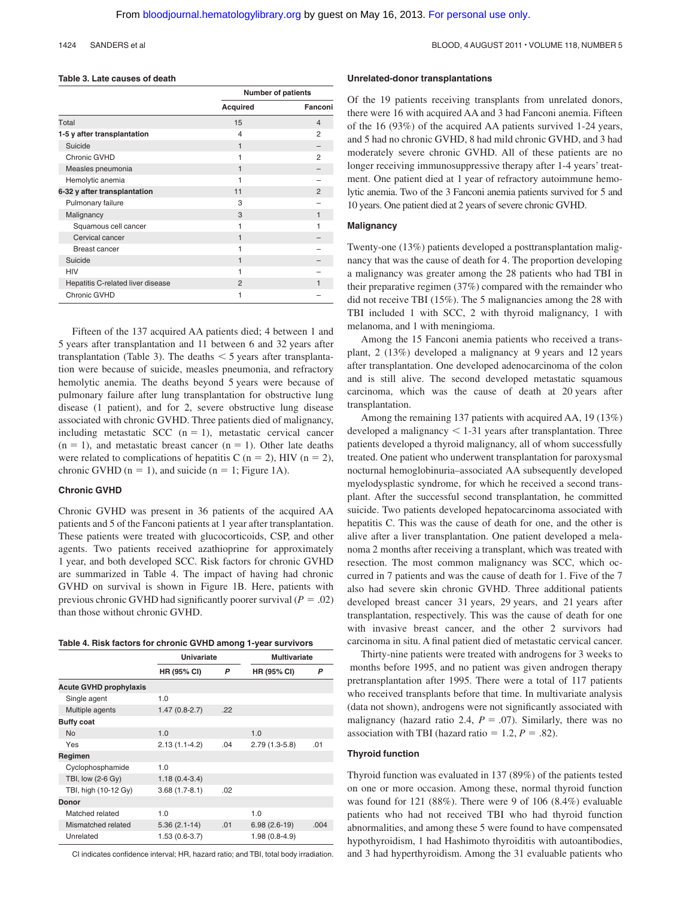**Table 3. Late causes of death**

| | Number of patients | |
|---|---|---|
| | Acquired | Fanconi |
| Total | 15 | 4 |
| **1-5 y after transplantation** | 4 | 2 |
| Suicide | 1 | – |
| Chronic GVHD | 1 | 2 |
| Measles pneumonia | 1 | – |
| Hemolytic anemia | 1 | – |
| **6-32 y after transplantation** | 11 | 2 |
| Pulmonary failure | 3 | – |
| Malignancy | 3 | 1 |
| Squamous cell cancer | 1 | 1 |
| Cervical cancer | 1 | – |
| Breast cancer | 1 | – |
| Suicide | 1 | – |
| HIV | 1 | – |
| Hepatitis C-related liver disease | 2 | 1 |
| Chronic GVHD | 1 | – |

Fifteen of the 137 acquired AA patients died; 4 between 1 and 5 years after transplantation and 11 between 6 and 32 years after transplantation (Table 3). The deaths < 5 years after transplantation were because of suicide, measles pneumonia, and refractory hemolytic anemia. The deaths beyond 5 years were because of pulmonary failure after lung transplantation for obstructive lung disease (1 patient), and for 2, severe obstructive lung disease associated with chronic GVHD. Three patients died of malignancy, including metastatic SCC ($n = 1$), metastatic cervical cancer ($n = 1$), and metastatic breast cancer ($n = 1$). Other late deaths were related to complications of hepatitis C ($n = 2$), HIV ($n = 2$), chronic GVHD ($n = 1$), and suicide ($n = 1$; Figure 1A).

### Chronic GVHD

Chronic GVHD was present in 36 patients of the acquired AA patients and 5 of the Fanconi patients at 1 year after transplantation. These patients were treated with glucocorticoids, CSP, and other agents. Two patients received azathioprine for approximately 1 year, and both developed SCC. Risk factors for chronic GVHD are summarized in Table 4. The impact of having had chronic GVHD on survival is shown in Figure 1B. Here, patients with previous chronic GVHD had significantly poorer survival ($P = .02$) than those without chronic GVHD.

**Table 4. Risk factors for chronic GVHD among 1-year survivors**

| | Univariate | | Multivariate | |
|---|---|---|---|---|
| | HR (95% CI) | P | HR (95% CI) | P |
| **Acute GVHD prophylaxis** | | | | |
| Single agent | 1.0 | | | |
| Multiple agents | 1.47 (0.8-2.7) | .22 | | |
| **Buffy coat** | | | | |
| No | 1.0 | | 1.0 | |
| Yes | 2.13 (1.1-4.2) | .04 | 2.79 (1.3-5.8) | .01 |
| **Regimen** | | | | |
| Cyclophosphamide | 1.0 | | | |
| TBI, low (2-6 Gy) | 1.18 (0.4-3.4) | | | |
| TBI, high (10-12 Gy) | 3.68 (1.7-8.1) | .02 | | |
| **Donor** | | | | |
| Matched related | 1.0 | | 1.0 | |
| Mismatched related | 5.36 (2.1-14) | .01 | 6.98 (2.6-19) | .004 |
| Unrelated | 1.53 (0.6-3.7) | | 1.98 (0.8-4.9) | |

CI indicates confidence interval; HR, hazard ratio; and TBI, total body irradiation.

### Unrelated-donor transplantations

Of the 19 patients receiving transplants from unrelated donors, there were 16 with acquired AA and 3 had Fanconi anemia. Fifteen of the 16 (93%) of the acquired AA patients survived 1-24 years, and 5 had no chronic GVHD, 8 had mild chronic GVHD, and 3 had moderately severe chronic GVHD. All of these patients are no longer receiving immunosuppressive therapy after 1-4 years' treatment. One patient died at 1 year of refractory autoimmune hemolytic anemia. Two of the 3 Fanconi anemia patients survived for 5 and 10 years. One patient died at 2 years of severe chronic GVHD.

### Malignancy

Twenty-one (13%) patients developed a posttransplantation malignancy that was the cause of death for 4. The proportion developing a malignancy was greater among the 28 patients who had TBI in their preparative regimen (37%) compared with the remainder who did not receive TBI (15%). The 5 malignancies among the 28 with TBI included 1 with SCC, 2 with thyroid malignancy, 1 with melanoma, and 1 with meningioma.

Among the 15 Fanconi anemia patients who received a transplant, 2 (13%) developed a malignancy at 9 years and 12 years after transplantation. One developed adenocarcinoma of the colon and is still alive. The second developed metastatic squamous carcinoma, which was the cause of death at 20 years after transplantation.

Among the remaining 137 patients with acquired AA, 19 (13%) developed a malignancy < 1-31 years after transplantation. Three patients developed a thyroid malignancy, all of whom successfully treated. One patient who underwent transplantation for paroxysmal nocturnal hemoglobinuria–associated AA subsequently developed myelodysplastic syndrome, for which he received a second transplant. After the successful second transplantation, he committed suicide. Two patients developed hepatocarcinoma associated with hepatitis C. This was the cause of death for one, and the other is alive after a liver transplantation. One patient developed a melanoma 2 months after receiving a transplant, which was treated with resection. The most common malignancy was SCC, which occurred in 7 patients and was the cause of death for 1. Five of the 7 also had severe skin chronic GVHD. Three additional patients developed breast cancer 31 years, 29 years, and 21 years after transplantation, respectively. This was the cause of death for one with invasive breast cancer, and the other 2 survivors had carcinoma in situ. A final patient died of metastatic cervical cancer.

Thirty-nine patients were treated with androgens for 3 weeks to months before 1995, and no patient was given androgen therapy pretransplantation after 1995. There were a total of 117 patients who received transplants before that time. In multivariate analysis (data not shown), androgens were not significantly associated with malignancy (hazard ratio 2.4, $P = .07$). Similarly, there was no association with TBI (hazard ratio = 1.2, $P = .82$).

### Thyroid function

Thyroid function was evaluated in 137 (89%) of the patients tested on one or more occasion. Among these, normal thyroid function was found for 121 (88%). There were 9 of 106 (8.4%) evaluable patients who had not received TBI who had thyroid function abnormalities, and among these 5 were found to have compensated hypothyroidism, 1 had Hashimoto thyroiditis with autoantibodies, and 3 had hyperthyroidism. Among the 31 evaluable patients who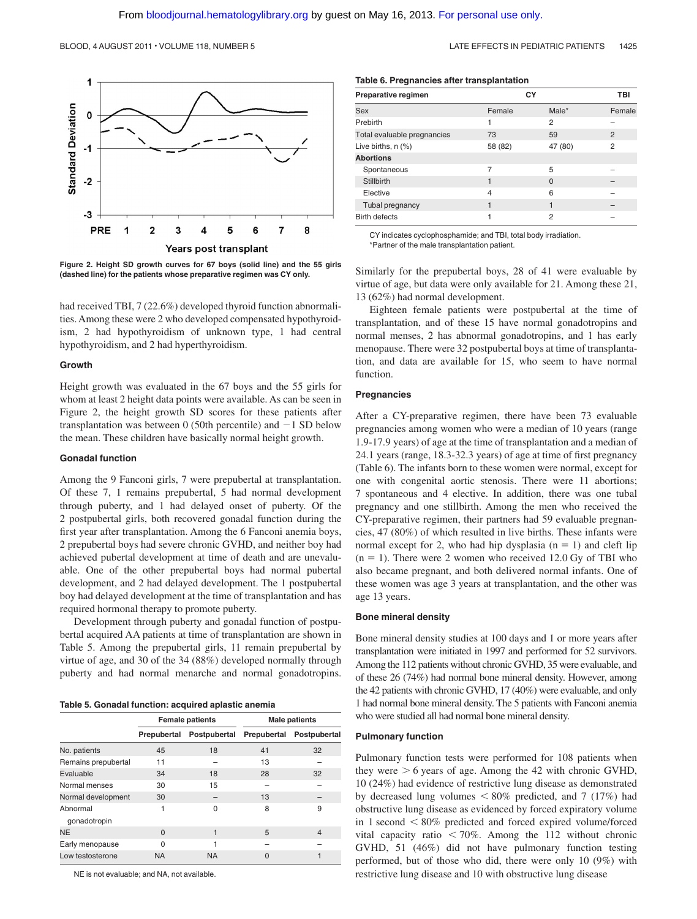Figure 2. Height SD growth curves for 67 boys (solid line) and the 55 girls (dashed line) for the patients whose preparative regimen was CY only.

had received TBI, 7 (22.6%) developed thyroid function abnormalities. Among these were 2 who developed compensated hypothyroidism, 2 had hypothyroidism of unknown type, 1 had central hypothyroidism, and 2 had hyperthyroidism.

### Growth

Height growth was evaluated in the 67 boys and the 55 girls for whom at least 2 height data points were available. As can be seen in Figure 2, the height growth SD scores for these patients after transplantation was between 0 (50th percentile) and −1 SD below the mean. These children have basically normal height growth.

### Gonadal function

Among the 9 Fanconi girls, 7 were prepubertal at transplantation. Of these 7, 1 remains prepubertal, 5 had normal development through puberty, and 1 had delayed onset of puberty. Of the 2 postpubertal girls, both recovered gonadal function during the first year after transplantation. Among the 6 Fanconi anemia boys, 2 prepubertal boys had severe chronic GVHD, and neither boy had achieved pubertal development at time of death and are unevaluable. One of the other prepubertal boys had normal pubertal development, and 2 had delayed development. The 1 postpubertal boy had delayed development at the time of transplantation and has required hormonal therapy to promote puberty.

Development through puberty and gonadal function of postpubertal acquired AA patients at time of transplantation are shown in Table 5. Among the prepubertal girls, 11 remain prepubertal by virtue of age, and 30 of the 34 (88%) developed normally through puberty and had normal menarche and normal gonadotropins.

**Table 5. Gonadal function: acquired aplastic anemia**

| | Female patients | | Male patients | |
|---|---|---|---|---|
| | Prepubertal | Postpubertal | Prepubertal | Postpubertal |
| No. patients | 45 | 18 | 41 | 32 |
| Remains prepubertal | 11 | – | 13 | – |
| Evaluable | 34 | 18 | 28 | 32 |
| Normal menses | 30 | 15 | – | – |
| Normal development | 30 | – | 13 | – |
| Abnormal gonadotropin | 1 | 0 | 8 | 9 |
| NE | 0 | 1 | 5 | 4 |
| Early menopause | 0 | 1 | – | – |
| Low testosterone | NA | NA | 0 | 1 |

NE is not evaluable; and NA, not available.

Similarly for the prepubertal boys, 28 of 41 were evaluable by virtue of age, but data were only available for 21. Among these 21, 13 (62%) had normal development.

Eighteen female patients were postpubertal at the time of transplantation, and of these 15 have normal gonadotropins and normal menses, 2 has abnormal gonadotropins, and 1 has early menopause. There were 32 postpubertal boys at time of transplantation, and data are available for 15, who seem to have normal function.

### Pregnancies

After a CY-preparative regimen, there have been 73 evaluable pregnancies among women who were a median of 10 years (range 1.9-17.9 years) of age at the time of transplantation and a median of 24.1 years (range, 18.3-32.3 years) of age at time of first pregnancy (Table 6). The infants born to these women were normal, except for one with congenital aortic stenosis. There were 11 abortions; 7 spontaneous and 4 elective. In addition, there was one tubal pregnancy and one stillbirth. Among the men who received the CY-preparative regimen, their partners had 59 evaluable pregnancies, 47 (80%) of which resulted in live births. These infants were normal except for 2, who had hip dysplasia (n = 1) and cleft lip (n = 1). There were 2 women who received 12.0 Gy of TBI who also became pregnant, and both delivered normal infants. One of these women was age 3 years at transplantation, and the other was age 13 years.

**Table 6. Pregnancies after transplantation**

| Preparative regimen | CY | | TBI |
|---|---|---|---|
| Sex | Female | Male* | Female |
| Prebirth | 1 | 2 | – |
| Total evaluable pregnancies | 73 | 59 | 2 |
| Live births, n (%) | 58 (82) | 47 (80) | 2 |
| **Abortions** | | | |
| Spontaneous | 7 | 5 | – |
| Stillbirth | 1 | 0 | – |
| Elective | 4 | 6 | – |
| Tubal pregnancy | 1 | 1 | – |
| Birth defects | 1 | 2 | – |

CY indicates cyclophosphamide; and TBI, total body irradiation.
*Partner of the male transplantation patient.

### Bone mineral density

Bone mineral density studies at 100 days and 1 or more years after transplantation were initiated in 1997 and performed for 52 survivors. Among the 112 patients without chronic GVHD, 35 were evaluable, and of these 26 (74%) had normal bone mineral density. However, among the 42 patients with chronic GVHD, 17 (40%) were evaluable, and only 1 had normal bone mineral density. The 5 patients with Fanconi anemia who were studied all had normal bone mineral density.

### Pulmonary function

Pulmonary function tests were performed for 108 patients when they were > 6 years of age. Among the 42 with chronic GVHD, 10 (24%) had evidence of restrictive lung disease as demonstrated by decreased lung volumes < 80% predicted, and 7 (17%) had obstructive lung disease as evidenced by forced expiratory volume in 1 second < 80% predicted and forced expired volume/forced vital capacity ratio < 70%. Among the 112 without chronic GVHD, 51 (46%) did not have pulmonary function testing performed, but of those who did, there were only 10 (9%) with restrictive lung disease and 10 with obstructive lung disease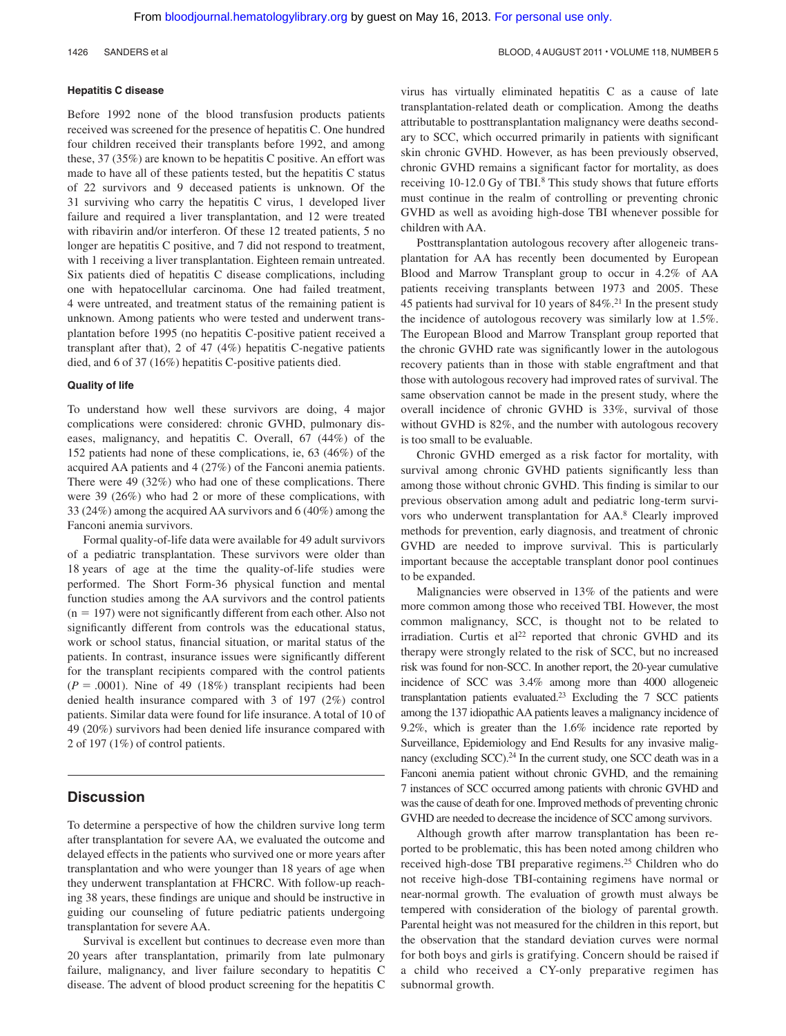### Hepatitis C disease

Before 1992 none of the blood transfusion products patients received was screened for the presence of hepatitis C. One hundred four children received their transplants before 1992, and among these, 37 (35%) are known to be hepatitis C positive. An effort was made to have all of these patients tested, but the hepatitis C status of 22 survivors and 9 deceased patients is unknown. Of the 31 surviving who carry the hepatitis C virus, 1 developed liver failure and required a liver transplantation, and 12 were treated with ribavirin and/or interferon. Of these 12 treated patients, 5 no longer are hepatitis C positive, and 7 did not respond to treatment, with 1 receiving a liver transplantation. Eighteen remain untreated. Six patients died of hepatitis C disease complications, including one with hepatocellular carcinoma. One had failed treatment, 4 were untreated, and treatment status of the remaining patient is unknown. Among patients who were tested and underwent transplantation before 1995 (no hepatitis C-positive patient received a transplant after that), 2 of 47 (4%) hepatitis C-negative patients died, and 6 of 37 (16%) hepatitis C-positive patients died.

### Quality of life

To understand how well these survivors are doing, 4 major complications were considered: chronic GVHD, pulmonary diseases, malignancy, and hepatitis C. Overall, 67 (44%) of the 152 patients had none of these complications, ie, 63 (46%) of the acquired AA patients and 4 (27%) of the Fanconi anemia patients. There were 49 (32%) who had one of these complications. There were 39 (26%) who had 2 or more of these complications, with 33 (24%) among the acquired AA survivors and 6 (40%) among the Fanconi anemia survivors.

Formal quality-of-life data were available for 49 adult survivors of a pediatric transplantation. These survivors were older than 18 years of age at the time the quality-of-life studies were performed. The Short Form-36 physical function and mental function studies among the AA survivors and the control patients ($n = 197$) were not significantly different from each other. Also not significantly different from controls was the educational status, work or school status, financial situation, or marital status of the patients. In contrast, insurance issues were significantly different for the transplant recipients compared with the control patients ($P = .0001$). Nine of 49 (18%) transplant recipients had been denied health insurance compared with 3 of 197 (2%) control patients. Similar data were found for life insurance. A total of 10 of 49 (20%) survivors had been denied life insurance compared with 2 of 197 (1%) of control patients.

## Discussion

To determine a perspective of how the children survive long term after transplantation for severe AA, we evaluated the outcome and delayed effects in the patients who survived one or more years after transplantation and who were younger than 18 years of age when they underwent transplantation at FHCRC. With follow-up reaching 38 years, these findings are unique and should be instructive in guiding our counseling of future pediatric patients undergoing transplantation for severe AA.

Survival is excellent but continues to decrease even more than 20 years after transplantation, primarily from late pulmonary failure, malignancy, and liver failure secondary to hepatitis C disease. The advent of blood product screening for the hepatitis C virus has virtually eliminated hepatitis C as a cause of late transplantation-related death or complication. Among the deaths attributable to posttransplantation malignancy were deaths secondary to SCC, which occurred primarily in patients with significant skin chronic GVHD. However, as has been previously observed, chronic GVHD remains a significant factor for mortality, as does receiving 10-12.0 Gy of TBI.[8] This study shows that future efforts must continue in the realm of controlling or preventing chronic GVHD as well as avoiding high-dose TBI whenever possible for children with AA.

Posttransplantation autologous recovery after allogeneic transplantation for AA has recently been documented by European Blood and Marrow Transplant group to occur in 4.2% of AA patients receiving transplants between 1973 and 2005. These 45 patients had survival for 10 years of 84%.[21] In the present study the incidence of autologous recovery was similarly low at 1.5%. The European Blood and Marrow Transplant group reported that the chronic GVHD rate was significantly lower in the autologous recovery patients than in those with stable engraftment and that those with autologous recovery had improved rates of survival. The same observation cannot be made in the present study, where the overall incidence of chronic GVHD is 33%, survival of those without GVHD is 82%, and the number with autologous recovery is too small to be evaluable.

Chronic GVHD emerged as a risk factor for mortality, with survival among chronic GVHD patients significantly less than among those without chronic GVHD. This finding is similar to our previous observation among adult and pediatric long-term survivors who underwent transplantation for AA.[8] Clearly improved methods for prevention, early diagnosis, and treatment of chronic GVHD are needed to improve survival. This is particularly important because the acceptable transplant donor pool continues to be expanded.

Malignancies were observed in 13% of the patients and were more common among those who received TBI. However, the most common malignancy, SCC, is thought not to be related to irradiation. Curtis et al[22] reported that chronic GVHD and its therapy were strongly related to the risk of SCC, but no increased risk was found for non-SCC. In another report, the 20-year cumulative incidence of SCC was 3.4% among more than 4000 allogeneic transplantation patients evaluated.[23] Excluding the 7 SCC patients among the 137 idiopathic AA patients leaves a malignancy incidence of 9.2%, which is greater than the 1.6% incidence rate reported by Surveillance, Epidemiology and End Results for any invasive malignancy (excluding SCC).[24] In the current study, one SCC death was in a Fanconi anemia patient without chronic GVHD, and the remaining 7 instances of SCC occurred among patients with chronic GVHD and was the cause of death for one. Improved methods of preventing chronic GVHD are needed to decrease the incidence of SCC among survivors.

Although growth after marrow transplantation has been reported to be problematic, this has been noted among children who received high-dose TBI preparative regimens.[25] Children who do not receive high-dose TBI-containing regimens have normal or near-normal growth. The evaluation of growth must always be tempered with consideration of the biology of parental growth. Parental height was not measured for the children in this report, but the observation that the standard deviation curves were normal for both boys and girls is gratifying. Concern should be raised if a child who received a CY-only preparative regimen has subnormal growth.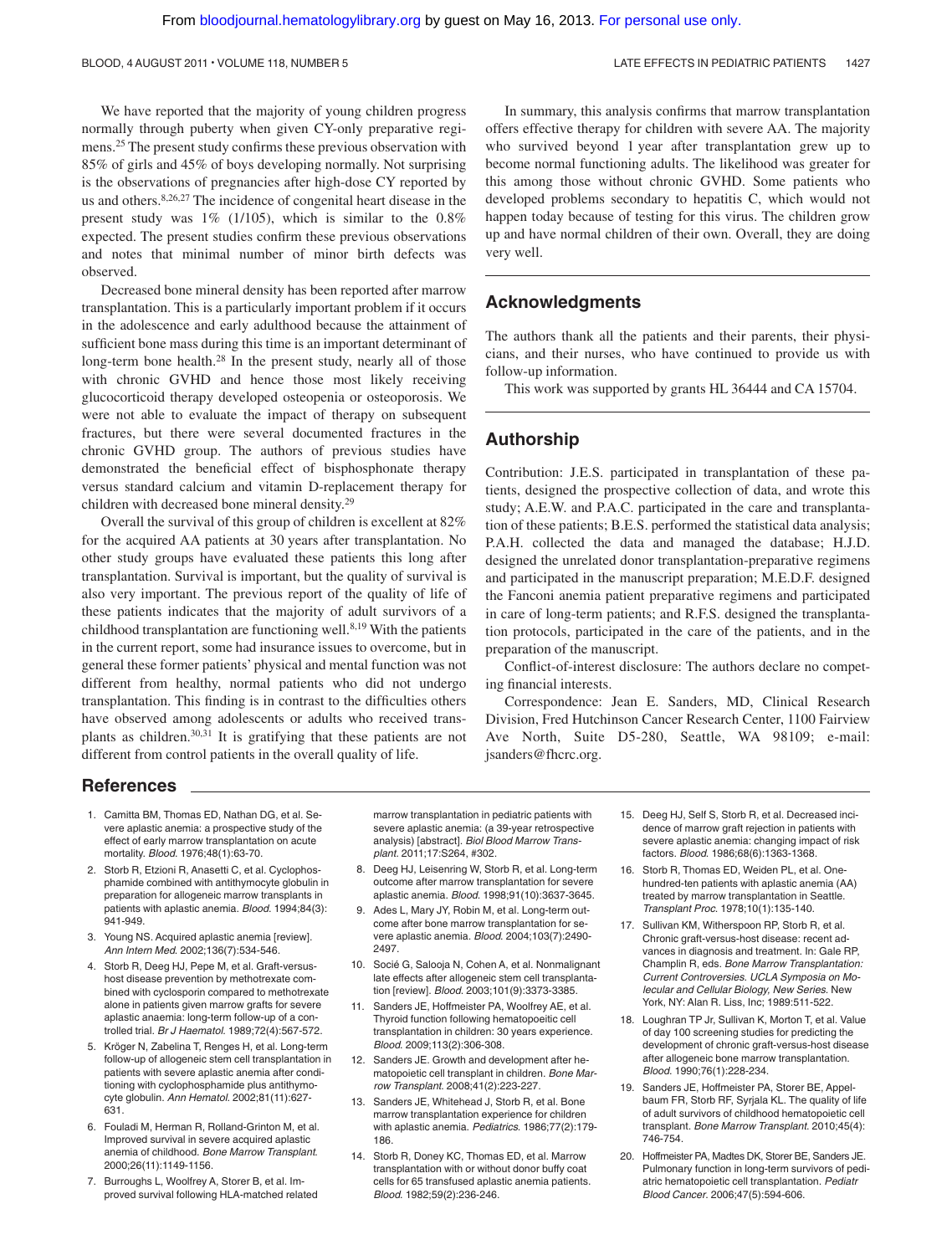We have reported that the majority of young children progress normally through puberty when given CY-only preparative regimens.[25] The present study confirms these previous observation with 85% of girls and 45% of boys developing normally. Not surprising is the observations of pregnancies after high-dose CY reported by us and others.[8,26,27] The incidence of congenital heart disease in the present study was 1% (1/105), which is similar to the 0.8% expected. The present studies confirm these previous observations and notes that minimal number of minor birth defects was observed.

Decreased bone mineral density has been reported after marrow transplantation. This is a particularly important problem if it occurs in the adolescence and early adulthood because the attainment of sufficient bone mass during this time is an important determinant of long-term bone health.[28] In the present study, nearly all of those with chronic GVHD and hence those most likely receiving glucocorticoid therapy developed osteopenia or osteoporosis. We were not able to evaluate the impact of therapy on subsequent fractures, but there were several documented fractures in the chronic GVHD group. The authors of previous studies have demonstrated the beneficial effect of bisphosphonate therapy versus standard calcium and vitamin D-replacement therapy for children with decreased bone mineral density.[29]

Overall the survival of this group of children is excellent at 82% for the acquired AA patients at 30 years after transplantation. No other study groups have evaluated these patients this long after transplantation. Survival is important, but the quality of survival is also very important. The previous report of the quality of life of these patients indicates that the majority of adult survivors of a childhood transplantation are functioning well.[8,19] With the patients in the current report, some had insurance issues to overcome, but in general these former patients' physical and mental function was not different from healthy, normal patients who did not undergo transplantation. This finding is in contrast to the difficulties others have observed among adolescents or adults who received transplants as children.[30,31] It is gratifying that these patients are not different from control patients in the overall quality of life.

In summary, this analysis confirms that marrow transplantation offers effective therapy for children with severe AA. The majority who survived beyond 1 year after transplantation grew up to become normal functioning adults. The likelihood was greater for this among those without chronic GVHD. Some patients who developed problems secondary to hepatitis C, which would not happen today because of testing for this virus. The children grow up and have normal children of their own. Overall, they are doing very well.

## Acknowledgments

The authors thank all the patients and their parents, their physicians, and their nurses, who have continued to provide us with follow-up information.

This work was supported by grants HL 36444 and CA 15704.

## Authorship

Contribution: J.E.S. participated in transplantation of these patients, designed the prospective collection of data, and wrote this study; A.E.W. and P.A.C. participated in the care and transplantation of these patients; B.E.S. performed the statistical data analysis; P.A.H. collected the data and managed the database; H.J.D. designed the unrelated donor transplantation-preparative regimens and participated in the manuscript preparation; M.E.D.F. designed the Fanconi anemia patient preparative regimens and participated in care of long-term patients; and R.F.S. designed the transplantation protocols, participated in the care of the patients, and in the preparation of the manuscript.

Conflict-of-interest disclosure: The authors declare no competing financial interests.

Correspondence: Jean E. Sanders, MD, Clinical Research Division, Fred Hutchinson Cancer Research Center, 1100 Fairview Ave North, Suite D5-280, Seattle, WA 98109; e-mail: jsanders@fhcrc.org.

## References

1. Camitta BM, Thomas ED, Nathan DG, et al. Severe aplastic anemia: a prospective study of the effect of early marrow transplantation on acute mortality. *Blood*. 1976;48(1):63-70.
2. Storb R, Etzioni R, Anasetti C, et al. Cyclophosphamide combined with antithymocyte globulin in preparation for allogeneic marrow transplants in patients with aplastic anemia. *Blood*. 1994;84(3):941-949.
3. Young NS. Acquired aplastic anemia [review]. *Ann Intern Med*. 2002;136(7):534-546.
4. Storb R, Deeg HJ, Pepe M, et al. Graft-versus-host disease prevention by methotrexate combined with cyclosporin compared to methotrexate alone in patients given marrow grafts for severe aplastic anaemia: long-term follow-up of a controlled trial. *Br J Haematol*. 1989;72(4):567-572.
5. Kröger N, Zabelina T, Renges H, et al. Long-term follow-up of allogeneic stem cell transplantation in patients with severe aplastic anemia after conditioning with cyclophosphamide plus antithymocyte globulin. *Ann Hematol*. 2002;81(11):627-631.
6. Fouladi M, Herman R, Rolland-Grinton M, et al. Improved survival in severe acquired aplastic anemia of childhood. *Bone Marrow Transplant*. 2000;26(11):1149-1156.
7. Burroughs L, Woolfrey A, Storer B, et al. Improved survival following HLA-matched related marrow transplantation in pediatric patients with severe aplastic anemia: (a 39-year retrospective analysis) [abstract]. *Biol Blood Marrow Transplant*. 2011;17:S264, #302.
8. Deeg HJ, Leisenring W, Storb R, et al. Long-term outcome after marrow transplantation for severe aplastic anemia. *Blood*. 1998;91(10):3637-3645.
9. Ades L, Mary JY, Robin M, et al. Long-term outcome after bone marrow transplantation for severe aplastic anemia. *Blood*. 2004;103(7):2490-2497.
10. Socié G, Salooja N, Cohen A, et al. Nonmalignant late effects after allogeneic stem cell transplantation [review]. *Blood*. 2003;101(9):3373-3385.
11. Sanders JE, Hoffmeister PA, Woolfrey AE, et al. Thyroid function following hematopoeitic cell transplantation in children: 30 years experience. *Blood*. 2009;113(2):306-308.
12. Sanders JE. Growth and development after hematopoietic cell transplant in children. *Bone Marrow Transplant*. 2008;41(2):223-227.
13. Sanders JE, Whitehead J, Storb R, et al. Bone marrow transplantation experience for children with aplastic anemia. *Pediatrics*. 1986;77(2):179-186.
14. Storb R, Doney KC, Thomas ED, et al. Marrow transplantation with or without donor buffy coat cells for 65 transfused aplastic anemia patients. *Blood*. 1982;59(2):236-246.
15. Deeg HJ, Self S, Storb R, et al. Decreased incidence of marrow graft rejection in patients with severe aplastic anemia: changing impact of risk factors. *Blood*. 1986;68(6):1363-1368.
16. Storb R, Thomas ED, Weiden PL, et al. One-hundred-ten patients with aplastic anemia (AA) treated by marrow transplantation in Seattle. *Transplant Proc*. 1978;10(1):135-140.
17. Sullivan KM, Witherspoon RP, Storb R, et al. Chronic graft-versus-host disease: recent advances in diagnosis and treatment. In: Gale RP, Champlin R, eds. *Bone Marrow Transplantation: Current Controversies. UCLA Symposia on Molecular and Cellular Biology, New Series*. New York, NY: Alan R. Liss, Inc; 1989:511-522.
18. Loughran TP Jr, Sullivan K, Morton T, et al. Value of day 100 screening studies for predicting the development of chronic graft-versus-host disease after allogeneic bone marrow transplantation. *Blood*. 1990;76(1):228-234.
19. Sanders JE, Hoffmeister PA, Storer BE, Appelbaum FR, Storb RF, Syrjala KL. The quality of life of adult survivors of childhood hematopoietic cell transplant. *Bone Marrow Transplant*. 2010;45(4):746-754.
20. Hoffmeister PA, Madtes DK, Storer BE, Sanders JE. Pulmonary function in long-term survivors of pediatric hematopoietic cell transplantation. *Pediatr Blood Cancer*. 2006;47(5):594-606.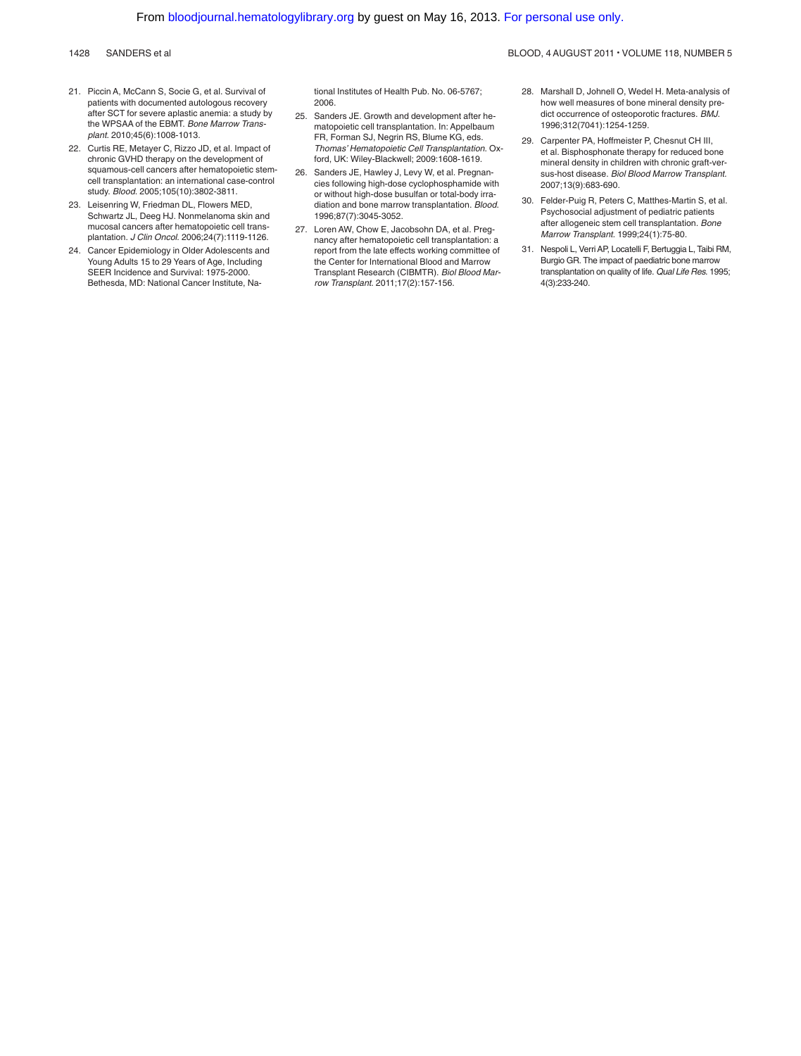21. Piccin A, McCann S, Socie G, et al. Survival of patients with documented autologous recovery after SCT for severe aplastic anemia: a study by the WPSAA of the EBMT. *Bone Marrow Transplant.* 2010;45(6):1008-1013.
22. Curtis RE, Metayer C, Rizzo JD, et al. Impact of chronic GVHD therapy on the development of squamous-cell cancers after hematopoietic stem-cell transplantation: an international case-control study. *Blood.* 2005;105(10):3802-3811.
23. Leisenring W, Friedman DL, Flowers MED, Schwartz JL, Deeg HJ. Nonmelanoma skin and mucosal cancers after hematopoietic cell transplantation. *J Clin Oncol.* 2006;24(7):1119-1126.
24. Cancer Epidemiology in Older Adolescents and Young Adults 15 to 29 Years of Age, Including SEER Incidence and Survival: 1975-2000. Bethesda, MD: National Cancer Institute, National Institutes of Health Pub. No. 06-5767; 2006.
25. Sanders JE. Growth and development after hematopoietic cell transplantation. In: Appelbaum FR, Forman SJ, Negrin RS, Blume KG, eds. *Thomas' Hematopoietic Cell Transplantation.* Oxford, UK: Wiley-Blackwell; 2009:1608-1619.
26. Sanders JE, Hawley J, Levy W, et al. Pregnancies following high-dose cyclophosphamide with or without high-dose busulfan or total-body irradiation and bone marrow transplantation. *Blood.* 1996;87(7):3045-3052.
27. Loren AW, Chow E, Jacobsohn DA, et al. Pregnancy after hematopoietic cell transplantation: a report from the late effects working committee of the Center for International Blood and Marrow Transplant Research (CIBMTR). *Biol Blood Marrow Transplant.* 2011;17(2):157-156.
28. Marshall D, Johnell O, Wedel H. Meta-analysis of how well measures of bone mineral density predict occurrence of osteoporotic fractures. *BMJ.* 1996;312(7041):1254-1259.
29. Carpenter PA, Hoffmeister P, Chesnut CH III, et al. Bisphosphonate therapy for reduced bone mineral density in children with chronic graft-versus-host disease. *Biol Blood Marrow Transplant.* 2007;13(9):683-690.
30. Felder-Puig R, Peters C, Matthes-Martin S, et al. Psychosocial adjustment of pediatric patients after allogeneic stem cell transplantation. *Bone Marrow Transplant.* 1999;24(1):75-80.
31. Nespoli L, Verri AP, Locatelli F, Bertuggia L, Taibi RM, Burgio GR. The impact of paediatric bone marrow transplantation on quality of life. *Qual Life Res.* 1995; 4(3):233-240.